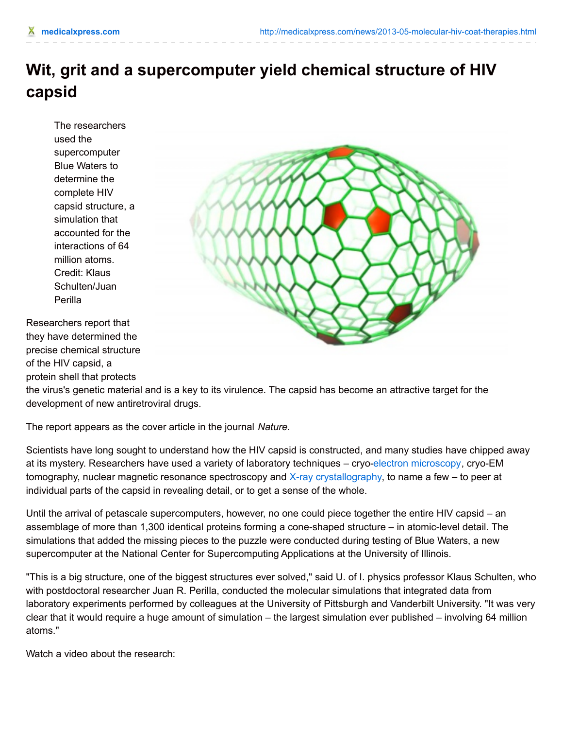# Wit, grit and a supercomputer yield chemical structure of HIV capsid

The researchers used the supercomputer Blue Waters to determine the complete HIV capsid structure, a simulation that accounted for the interactions of 64 million atoms. Credit: Klaus Schulten/Juan Perilla

Researchers report that they have determined the precise chemical structure of the HIV capsid, a protein shell that protects the virus's genetic material and is a key to its virulence. The capsid has become an attractive target for the development of new antiretroviral drugs.

The report appears as the cover article in the journal *Nature*.

Scientists have long sought to understand how the HIV capsid is constructed, and many studies have chipped away at its mystery. Researchers have used a variety of laboratory techniques – cryo-electron microscopy, cryo-EM tomography, nuclear magnetic resonance spectroscopy and X-ray crystallography, to name a few – to peer at individual parts of the capsid in revealing detail, or to get a sense of the whole.

Until the arrival of petascale supercomputers, however, no one could piece together the entire HIV capsid – an assemblage of more than 1,300 identical proteins forming a cone-shaped structure – in atomic-level detail. The simulations that added the missing pieces to the puzzle were conducted during testing of Blue Waters, a new supercomputer at the National Center for Supercomputing Applications at the University of Illinois.

"This is a big structure, one of the biggest structures ever solved," said U. of I. physics professor Klaus Schulten, who with postdoctoral researcher Juan R. Perilla, conducted the molecular simulations that integrated data from laboratory experiments performed by colleagues at the University of Pittsburgh and Vanderbilt University. "It was very clear that it would require a huge amount of simulation – the largest simulation ever published – involving 64 million atoms."

Watch a video about the research: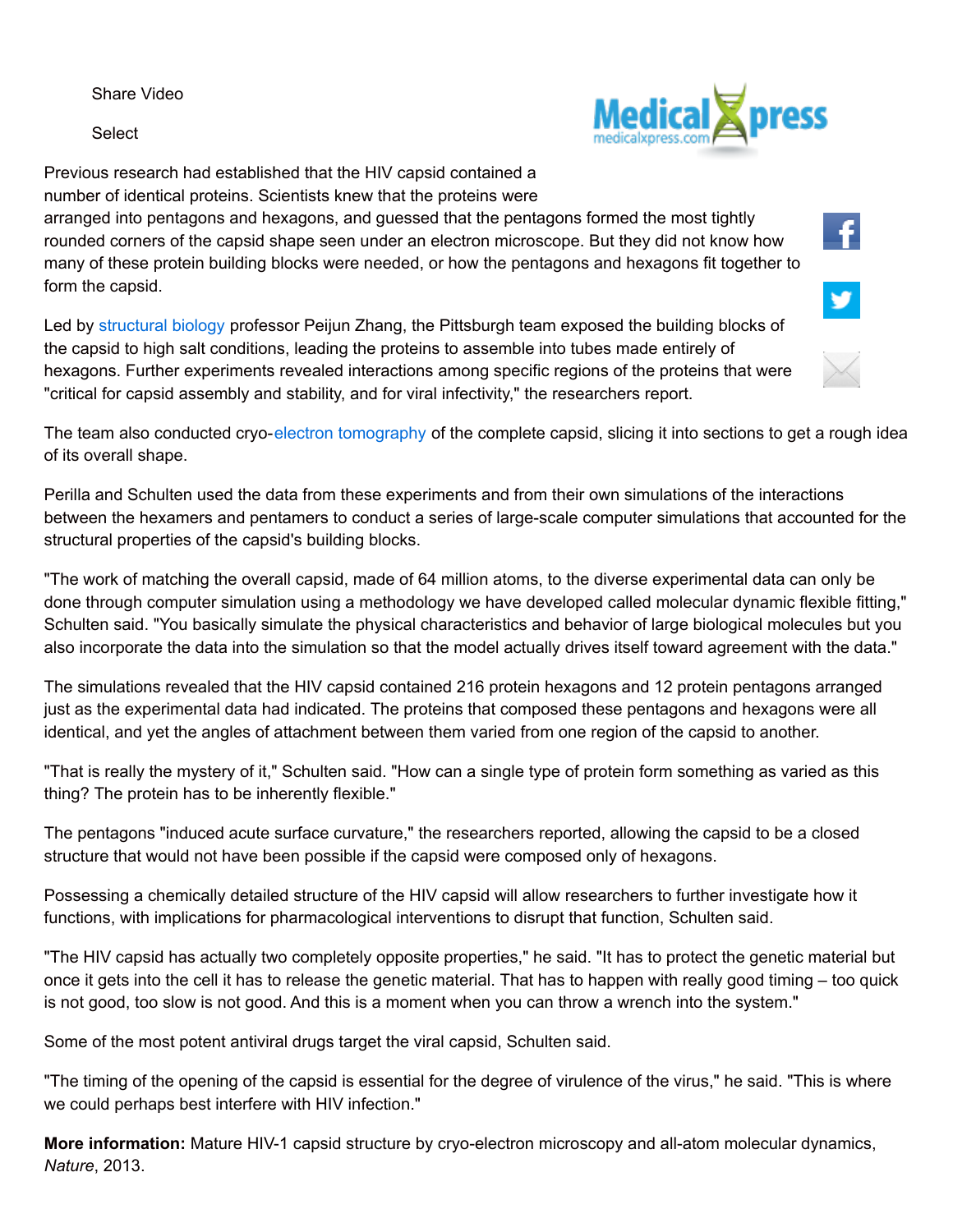Share Video

Select

Previous research had established that the HIV capsid contained a number of identical proteins. Scientists knew that the proteins were arranged into pentagons and hexagons, and guessed that the pentagons formed the most tightly rounded corners of the capsid shape seen under an electron microscope. But they did not know how many of these protein building blocks were needed, or how the pentagons and hexagons fit together to form the capsid.

Led by structural biology professor Peijun Zhang, the Pittsburgh team exposed the building blocks of the capsid to high salt conditions, leading the proteins to assemble into tubes made entirely of hexagons. Further experiments revealed interactions among specific regions of the proteins that were "critical for capsid assembly and stability, and for viral infectivity," the researchers report.

The team also conducted cryo-electron tomography of the complete capsid, slicing it into sections to get a rough idea of its overall shape.

Perilla and Schulten used the data from these experiments and from their own simulations of the interactions between the hexamers and pentamers to conduct a series of large-scale computer simulations that accounted for the structural properties of the capsid's building blocks.

"The work of matching the overall capsid, made of 64 million atoms, to the diverse experimental data can only be done through computer simulation using a methodology we have developed called molecular dynamic flexible fitting," Schulten said. "You basically simulate the physical characteristics and behavior of large biological molecules but you also incorporate the data into the simulation so that the model actually drives itself toward agreement with the data."

The simulations revealed that the HIV capsid contained 216 protein hexagons and 12 protein pentagons arranged just as the experimental data had indicated. The proteins that composed these pentagons and hexagons were all identical, and yet the angles of attachment between them varied from one region of the capsid to another.

"That is really the mystery of it," Schulten said. "How can a single type of protein form something as varied as this thing? The protein has to be inherently flexible."

The pentagons "induced acute surface curvature," the researchers reported, allowing the capsid to be a closed structure that would not have been possible if the capsid were composed only of hexagons.

Possessing a chemically detailed structure of the HIV capsid will allow researchers to further investigate how it functions, with implications for pharmacological interventions to disrupt that function, Schulten said.

"The HIV capsid has actually two completely opposite properties," he said. "It has to protect the genetic material but once it gets into the cell it has to release the genetic material. That has to happen with really good timing – too quick is not good, too slow is not good. And this is a moment when you can throw a wrench into the system."

Some of the most potent antiviral drugs target the viral capsid, Schulten said.

"The timing of the opening of the capsid is essential for the degree of virulence of the virus," he said. "This is where we could perhaps best interfere with HIV infection."

**More information:** Mature HIV-1 capsid structure by cryo-electron microscopy and all-atom molecular dynamics, *Nature*, 2013.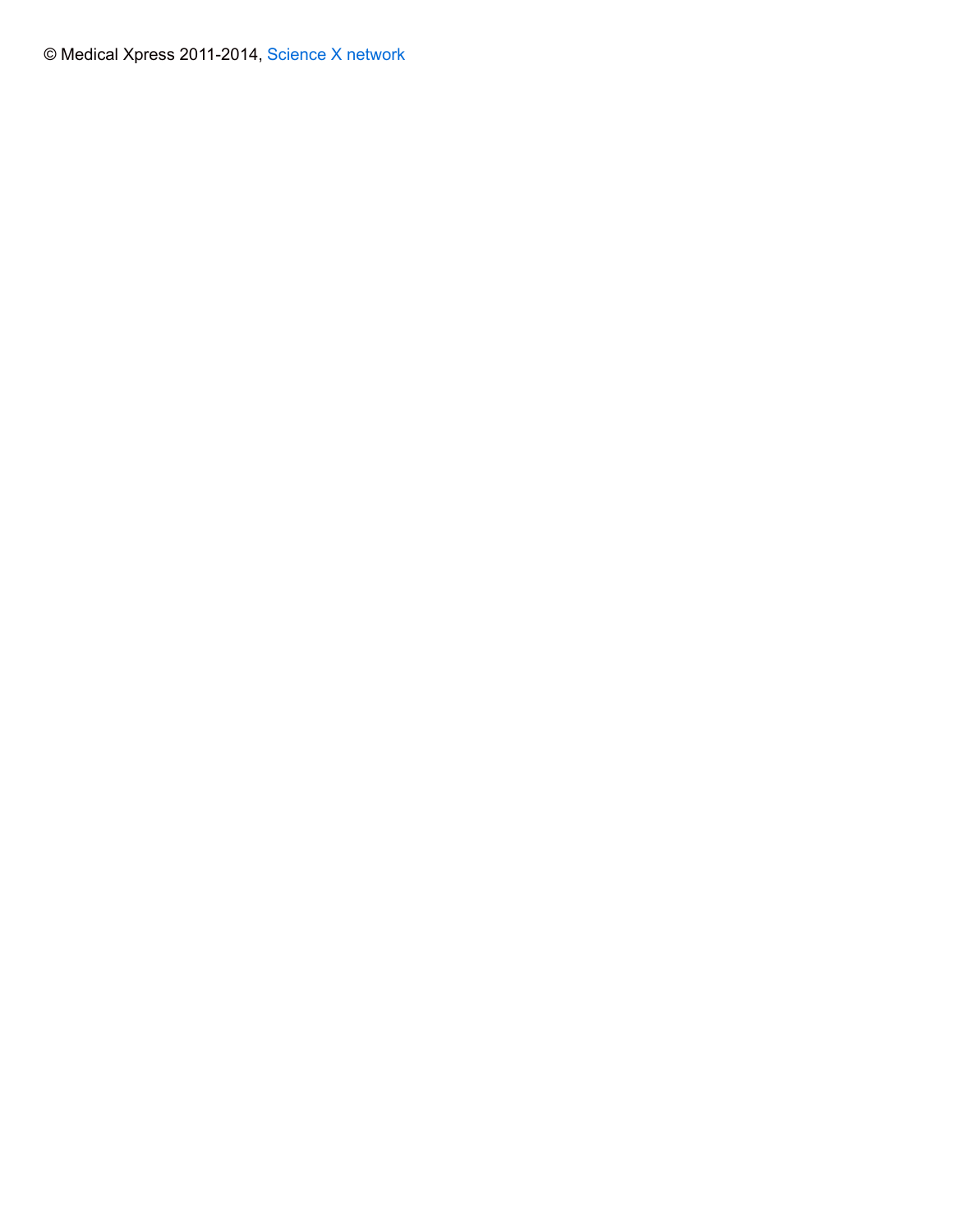© Medical Xpress 2011-2014, Science X network